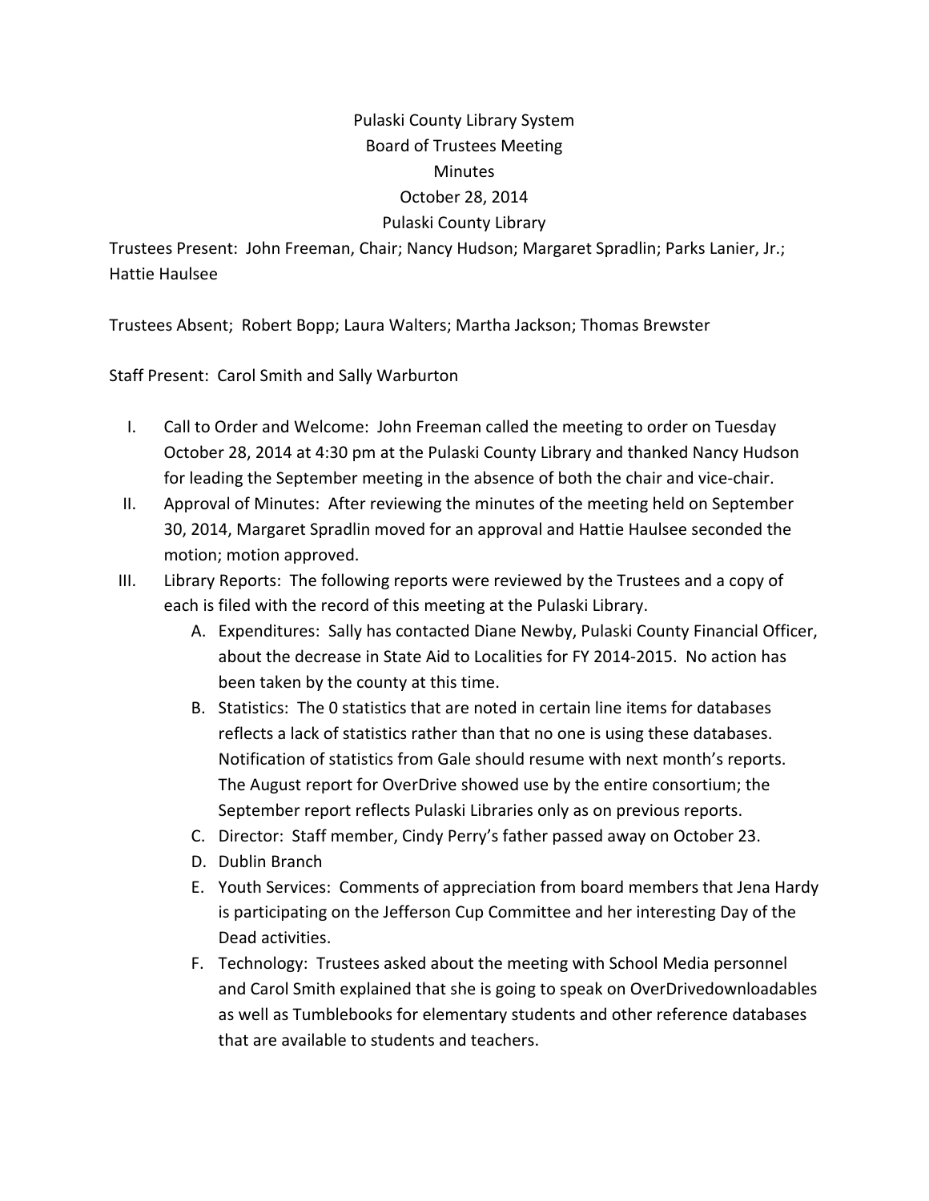# Pulaski County Library System
## Board of Trustees Meeting
## Minutes
## October 28, 2014
## Pulaski County Library

Trustees Present: John Freeman, Chair; Nancy Hudson; Margaret Spradlin; Parks Lanier, Jr.; Hattie Haulsee

Trustees Absent; Robert Bopp; Laura Walters; Martha Jackson; Thomas Brewster

Staff Present: Carol Smith and Sally Warburton

I. Call to Order and Welcome: John Freeman called the meeting to order on Tuesday October 28, 2014 at 4:30 pm at the Pulaski County Library and thanked Nancy Hudson for leading the September meeting in the absence of both the chair and vice-chair.

II. Approval of Minutes: After reviewing the minutes of the meeting held on September 30, 2014, Margaret Spradlin moved for an approval and Hattie Haulsee seconded the motion; motion approved.

III. Library Reports: The following reports were reviewed by the Trustees and a copy of each is filed with the record of this meeting at the Pulaski Library.

   A. Expenditures: Sally has contacted Diane Newby, Pulaski County Financial Officer, about the decrease in State Aid to Localities for FY 2014-2015. No action has been taken by the county at this time.

   B. Statistics: The 0 statistics that are noted in certain line items for databases reflects a lack of statistics rather than that no one is using these databases. Notification of statistics from Gale should resume with next month's reports. The August report for OverDrive showed use by the entire consortium; the September report reflects Pulaski Libraries only as on previous reports.

   C. Director: Staff member, Cindy Perry's father passed away on October 23.

   D. Dublin Branch

   E. Youth Services: Comments of appreciation from board members that Jena Hardy is participating on the Jefferson Cup Committee and her interesting Day of the Dead activities.

   F. Technology: Trustees asked about the meeting with School Media personnel and Carol Smith explained that she is going to speak on OverDrivedownloadables as well as Tumblebooks for elementary students and other reference databases that are available to students and teachers.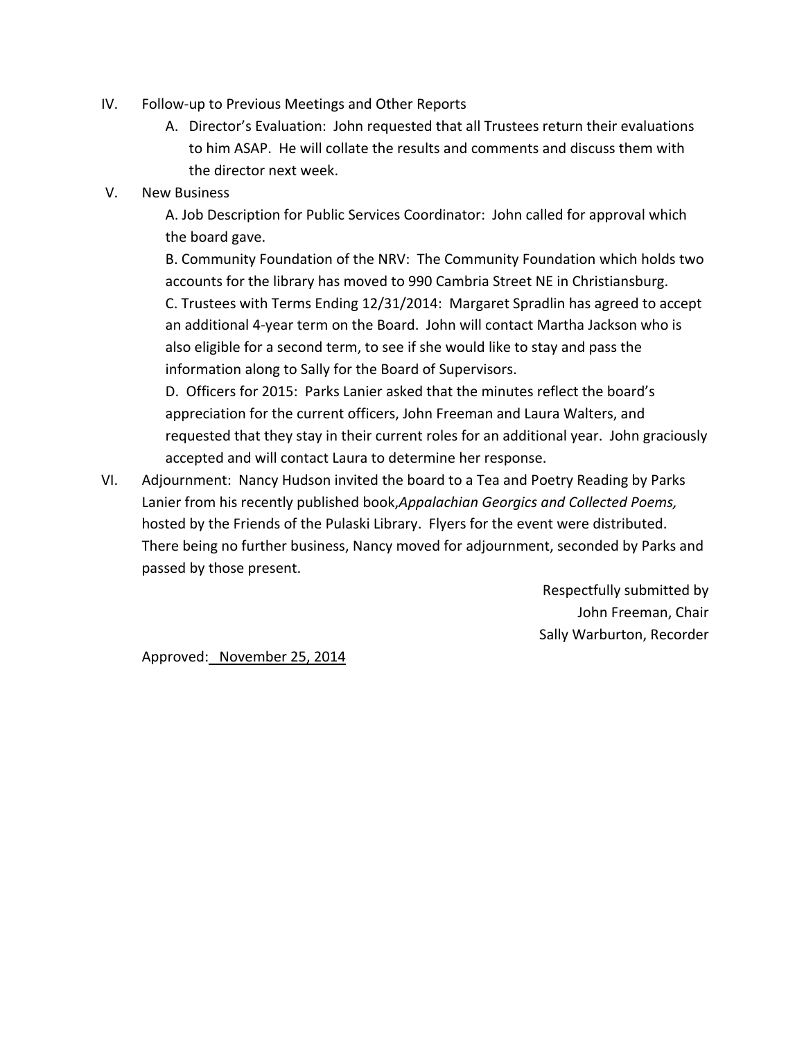IV. Follow-up to Previous Meetings and Other Reports

   A. Director's Evaluation: John requested that all Trustees return their evaluations to him ASAP. He will collate the results and comments and discuss them with the director next week.

V. New Business

   A. Job Description for Public Services Coordinator: John called for approval which the board gave.

   B. Community Foundation of the NRV: The Community Foundation which holds two accounts for the library has moved to 990 Cambria Street NE in Christiansburg.

   C. Trustees with Terms Ending 12/31/2014: Margaret Spradlin has agreed to accept an additional 4-year term on the Board. John will contact Martha Jackson who is also eligible for a second term, to see if she would like to stay and pass the information along to Sally for the Board of Supervisors.

   D. Officers for 2015: Parks Lanier asked that the minutes reflect the board's appreciation for the current officers, John Freeman and Laura Walters, and requested that they stay in their current roles for an additional year. John graciously accepted and will contact Laura to determine her response.

VI. Adjournment: Nancy Hudson invited the board to a Tea and Poetry Reading by Parks Lanier from his recently published book,*Appalachian Georgics and Collected Poems,* hosted by the Friends of the Pulaski Library. Flyers for the event were distributed. There being no further business, Nancy moved for adjournment, seconded by Parks and passed by those present.

Respectfully submitted by
John Freeman, Chair
Sally Warburton, Recorder

Approved: November 25, 2014